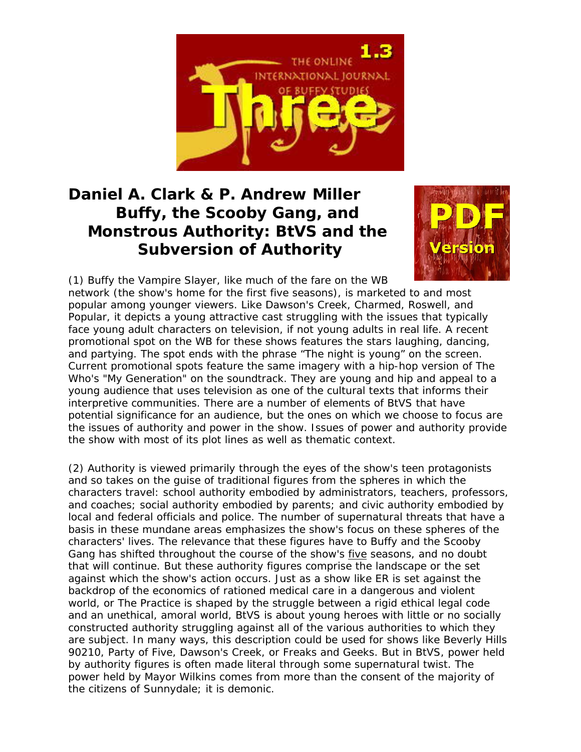# Daniel A. Clark & P. Andrew Miller
## Buffy, the Scooby Gang, and Monstrous Authority: BtVS and the Subversion of Authority

(1) Buffy the Vampire Slayer, like much of the fare on the WB network (the show's home for the first five seasons), is marketed to and most popular among younger viewers. Like Dawson's Creek, Charmed, Roswell, and Popular, it depicts a young attractive cast struggling with the issues that typically face young adult characters on television, if not young adults in real life. A recent promotional spot on the WB for these shows features the stars laughing, dancing, and partying. The spot ends with the phrase "The night is young" on the screen. Current promotional spots feature the same imagery with a hip-hop version of The Who's "My Generation" on the soundtrack. They are young and hip and appeal to a young audience that uses television as one of the cultural texts that informs their interpretive communities. There are a number of elements of BtVS that have potential significance for an audience, but the ones on which we choose to focus are the issues of authority and power in the show. Issues of power and authority provide the show with most of its plot lines as well as thematic context.

(2) Authority is viewed primarily through the eyes of the show's teen protagonists and so takes on the guise of traditional figures from the spheres in which the characters travel: school authority embodied by administrators, teachers, professors, and coaches; social authority embodied by parents; and civic authority embodied by local and federal officials and police. The number of supernatural threats that have a basis in these mundane areas emphasizes the show's focus on these spheres of the characters' lives. The relevance that these figures have to Buffy and the Scooby Gang has shifted throughout the course of the show's five seasons, and no doubt that will continue. But these authority figures comprise the landscape or the set against which the show's action occurs. Just as a show like ER is set against the backdrop of the economics of rationed medical care in a dangerous and violent world, or The Practice is shaped by the struggle between a rigid ethical legal code and an unethical, amoral world, BtVS is about young heroes with little or no socially constructed authority struggling against all of the various authorities to which they are subject. In many ways, this description could be used for shows like Beverly Hills 90210, Party of Five, Dawson's Creek, or Freaks and Geeks. But in BtVS, power held by authority figures is often made literal through some supernatural twist. The power held by Mayor Wilkins comes from more than the consent of the majority of the citizens of Sunnydale; it is demonic.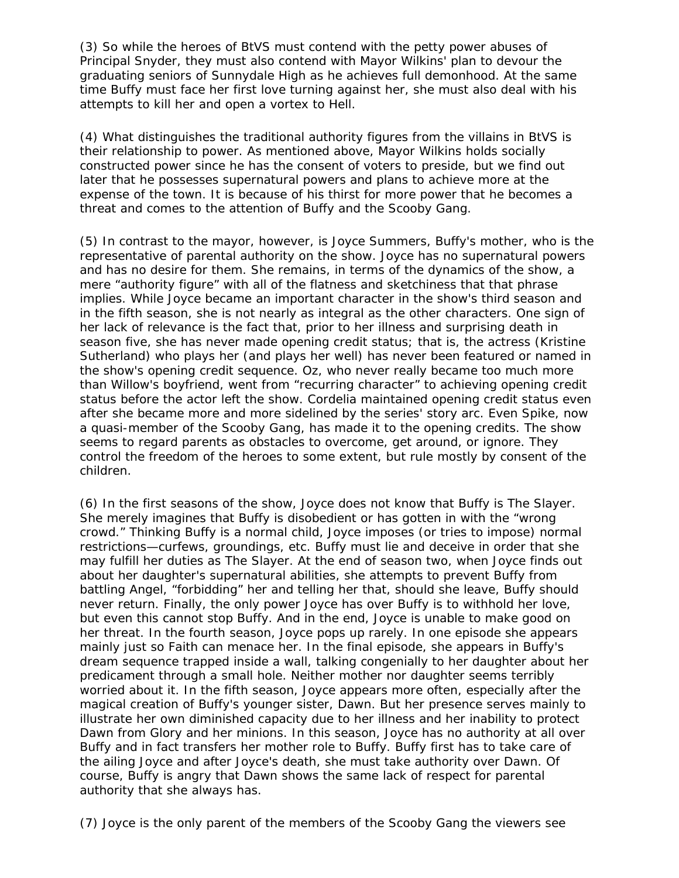(3) So while the heroes of BtVS must contend with the petty power abuses of Principal Snyder, they must also contend with Mayor Wilkins' plan to devour the graduating seniors of Sunnydale High as he achieves full demonhood. At the same time Buffy must face her first love turning against her, she must also deal with his attempts to kill her and open a vortex to Hell.

(4) What distinguishes the traditional authority figures from the villains in BtVS is their relationship to power. As mentioned above, Mayor Wilkins holds socially constructed power since he has the consent of voters to preside, but we find out later that he possesses supernatural powers and plans to achieve more at the expense of the town. It is because of his thirst for more power that he becomes a threat and comes to the attention of Buffy and the Scooby Gang.

(5) In contrast to the mayor, however, is Joyce Summers, Buffy's mother, who is the representative of parental authority on the show. Joyce has no supernatural powers and has no desire for them. She remains, in terms of the dynamics of the show, a mere "authority figure" with all of the flatness and sketchiness that that phrase implies. While Joyce became an important character in the show's third season and in the fifth season, she is not nearly as integral as the other characters. One sign of her lack of relevance is the fact that, prior to her illness and surprising death in season five, she has never made opening credit status; that is, the actress (Kristine Sutherland) who plays her (and plays her well) has never been featured or named in the show's opening credit sequence. Oz, who never really became too much more than Willow's boyfriend, went from "recurring character" to achieving opening credit status before the actor left the show. Cordelia maintained opening credit status even after she became more and more sidelined by the series' story arc. Even Spike, now a quasi-member of the Scooby Gang, has made it to the opening credits. The show seems to regard parents as obstacles to overcome, get around, or ignore. They control the freedom of the heroes to some extent, but rule mostly by consent of the children.

(6) In the first seasons of the show, Joyce does not know that Buffy is The Slayer. She merely imagines that Buffy is disobedient or has gotten in with the "wrong crowd." Thinking Buffy is a normal child, Joyce imposes (or tries to impose) normal restrictions—curfews, groundings, etc. Buffy must lie and deceive in order that she may fulfill her duties as The Slayer. At the end of season two, when Joyce finds out about her daughter's supernatural abilities, she attempts to prevent Buffy from battling Angel, "forbidding" her and telling her that, should she leave, Buffy should never return. Finally, the only power Joyce has over Buffy is to withhold her love, but even this cannot stop Buffy. And in the end, Joyce is unable to make good on her threat. In the fourth season, Joyce pops up rarely. In one episode she appears mainly just so Faith can menace her. In the final episode, she appears in Buffy's dream sequence trapped inside a wall, talking congenially to her daughter about her predicament through a small hole. Neither mother nor daughter seems terribly worried about it. In the fifth season, Joyce appears more often, especially after the magical creation of Buffy's younger sister, Dawn. But her presence serves mainly to illustrate her own diminished capacity due to her illness and her inability to protect Dawn from Glory and her minions. In this season, Joyce has no authority at all over Buffy and in fact transfers her mother role to Buffy. Buffy first has to take care of the ailing Joyce and after Joyce's death, she must take authority over Dawn. Of course, Buffy is angry that Dawn shows the same lack of respect for parental authority that she always has.

(7) Joyce is the only parent of the members of the Scooby Gang the viewers see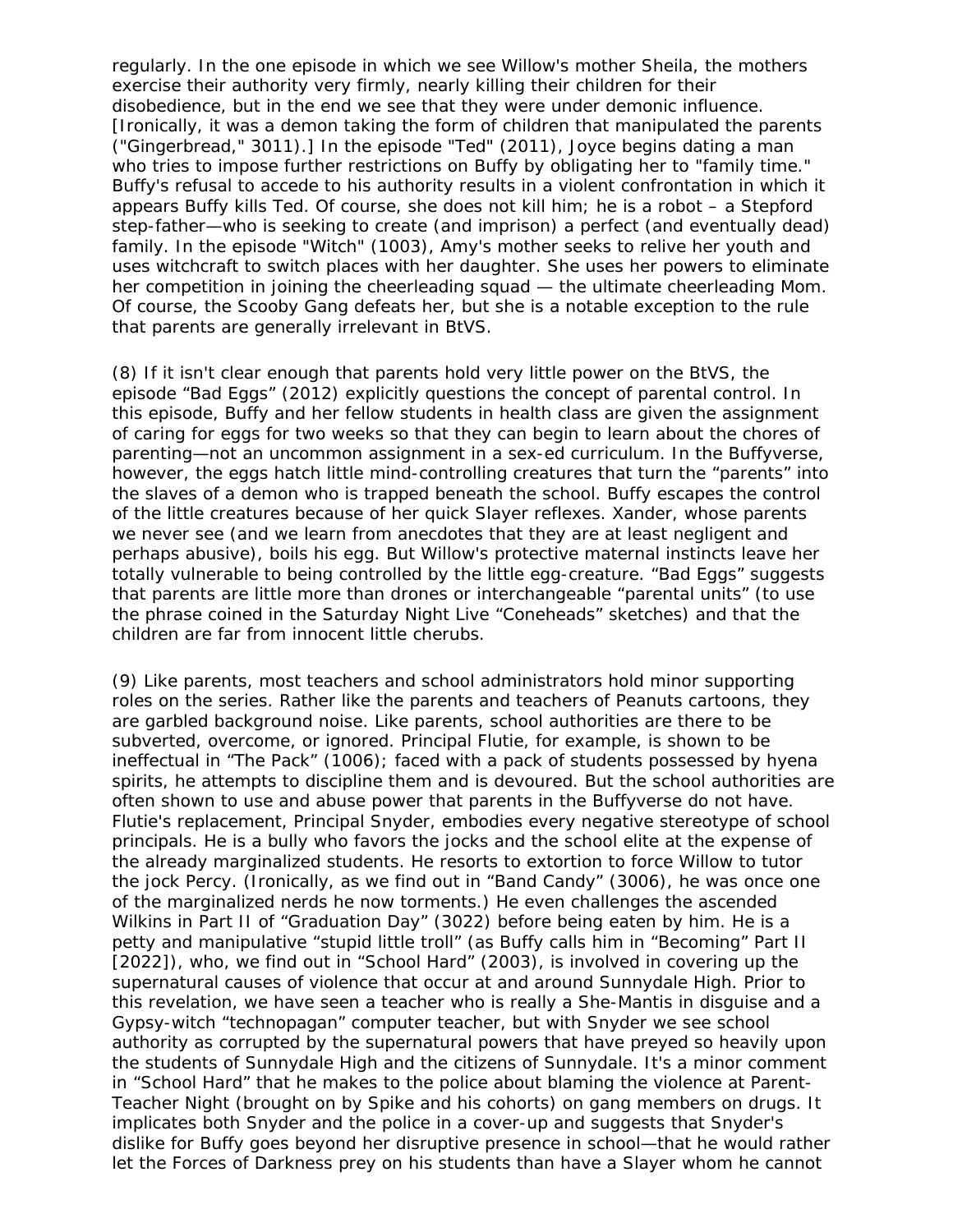regularly. In the one episode in which we see Willow's mother Sheila, the mothers exercise their authority very firmly, nearly killing their children for their disobedience, but in the end we see that they were under demonic influence. [Ironically, it was a demon taking the form of children that manipulated the parents ("Gingerbread," 3011).] In the episode "Ted" (2011), Joyce begins dating a man who tries to impose further restrictions on Buffy by obligating her to "family time." Buffy's refusal to accede to his authority results in a violent confrontation in which it appears Buffy kills Ted. Of course, she does not kill him; he is a robot – a Stepford step-father—who is seeking to create (and imprison) a perfect (and eventually dead) family. In the episode "Witch" (1003), Amy's mother seeks to relive her youth and uses witchcraft to switch places with her daughter. She uses her powers to eliminate her competition in joining the cheerleading squad — the ultimate cheerleading Mom. Of course, the Scooby Gang defeats her, but she is a notable exception to the rule that parents are generally irrelevant in BtVS.

(8) If it isn't clear enough that parents hold very little power on the BtVS, the episode "Bad Eggs" (2012) explicitly questions the concept of parental control. In this episode, Buffy and her fellow students in health class are given the assignment of caring for eggs for two weeks so that they can begin to learn about the chores of parenting—not an uncommon assignment in a sex-ed curriculum. In the Buffyverse, however, the eggs hatch little mind-controlling creatures that turn the "parents" into the slaves of a demon who is trapped beneath the school. Buffy escapes the control of the little creatures because of her quick Slayer reflexes. Xander, whose parents we never see (and we learn from anecdotes that they are at least negligent and perhaps abusive), boils his egg. But Willow's protective maternal instincts leave her totally vulnerable to being controlled by the little egg-creature. "Bad Eggs" suggests that parents are little more than drones or interchangeable "parental units" (to use the phrase coined in the Saturday Night Live "Coneheads" sketches) and that the children are far from innocent little cherubs.

(9) Like parents, most teachers and school administrators hold minor supporting roles on the series. Rather like the parents and teachers of Peanuts cartoons, they are garbled background noise. Like parents, school authorities are there to be subverted, overcome, or ignored. Principal Flutie, for example, is shown to be ineffectual in "The Pack" (1006); faced with a pack of students possessed by hyena spirits, he attempts to discipline them and is devoured. But the school authorities are often shown to use and abuse power that parents in the Buffyverse do not have. Flutie's replacement, Principal Snyder, embodies every negative stereotype of school principals. He is a bully who favors the jocks and the school elite at the expense of the already marginalized students. He resorts to extortion to force Willow to tutor the jock Percy. (Ironically, as we find out in "Band Candy" (3006), he was once one of the marginalized nerds he now torments.) He even challenges the ascended Wilkins in Part II of "Graduation Day" (3022) before being eaten by him. He is a petty and manipulative "stupid little troll" (as Buffy calls him in "Becoming" Part II [2022]), who, we find out in "School Hard" (2003), is involved in covering up the supernatural causes of violence that occur at and around Sunnydale High. Prior to this revelation, we have seen a teacher who is really a She-Mantis in disguise and a Gypsy-witch "technopagan" computer teacher, but with Snyder we see school authority as corrupted by the supernatural powers that have preyed so heavily upon the students of Sunnydale High and the citizens of Sunnydale. It's a minor comment in "School Hard" that he makes to the police about blaming the violence at Parent-Teacher Night (brought on by Spike and his cohorts) on gang members on drugs. It implicates both Snyder and the police in a cover-up and suggests that Snyder's dislike for Buffy goes beyond her disruptive presence in school—that he would rather let the Forces of Darkness prey on his students than have a Slayer whom he cannot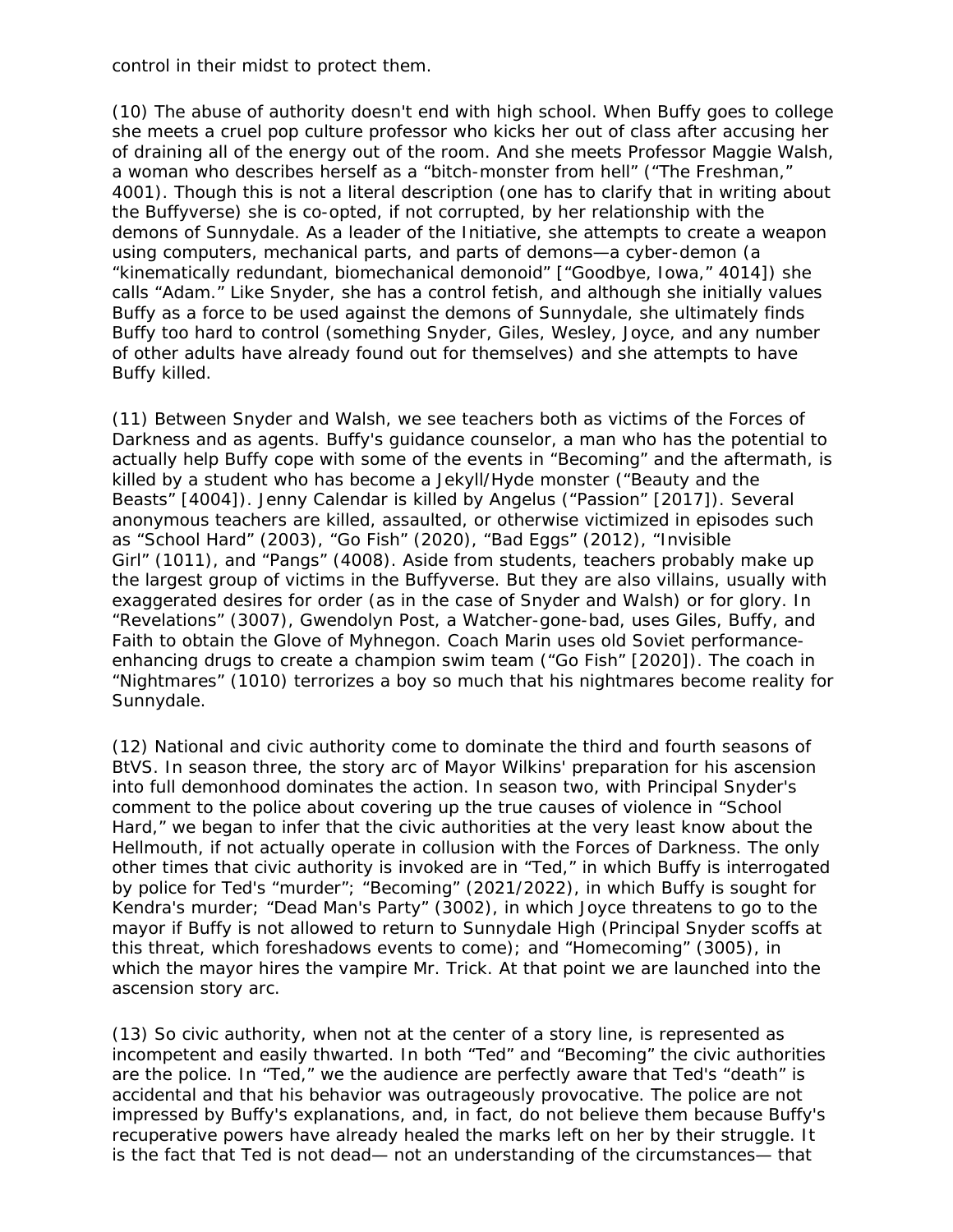control in their midst to protect them.

(10) The abuse of authority doesn't end with high school. When Buffy goes to college she meets a cruel pop culture professor who kicks her out of class after accusing her of draining all of the energy out of the room. And she meets Professor Maggie Walsh, a woman who describes herself as a "bitch-monster from hell" ("The Freshman," 4001). Though this is not a literal description (one has to clarify that in writing about the Buffyverse) she is co-opted, if not corrupted, by her relationship with the demons of Sunnydale. As a leader of the Initiative, she attempts to create a weapon using computers, mechanical parts, and parts of demons—a cyber-demon (a "kinematically redundant, biomechanical demonoid" ["Goodbye, Iowa," 4014]) she calls "Adam." Like Snyder, she has a control fetish, and although she initially values Buffy as a force to be used against the demons of Sunnydale, she ultimately finds Buffy too hard to control (something Snyder, Giles, Wesley, Joyce, and any number of other adults have already found out for themselves) and she attempts to have Buffy killed.

(11) Between Snyder and Walsh, we see teachers both as victims of the Forces of Darkness and as agents. Buffy's guidance counselor, a man who has the potential to actually help Buffy cope with some of the events in "Becoming" and the aftermath, is killed by a student who has become a Jekyll/Hyde monster ("Beauty and the Beasts" [4004]). Jenny Calendar is killed by Angelus ("Passion" [2017]). Several anonymous teachers are killed, assaulted, or otherwise victimized in episodes such as "School Hard" (2003), "Go Fish" (2020), "Bad Eggs" (2012), "Invisible Girl" (1011), and "Pangs" (4008). Aside from students, teachers probably make up the largest group of victims in the Buffyverse. But they are also villains, usually with exaggerated desires for order (as in the case of Snyder and Walsh) or for glory. In "Revelations" (3007), Gwendolyn Post, a Watcher-gone-bad, uses Giles, Buffy, and Faith to obtain the Glove of Myhnegon. Coach Marin uses old Soviet performance-enhancing drugs to create a champion swim team ("Go Fish" [2020]). The coach in "Nightmares" (1010) terrorizes a boy so much that his nightmares become reality for Sunnydale.

(12) National and civic authority come to dominate the third and fourth seasons of BtVS. In season three, the story arc of Mayor Wilkins' preparation for his ascension into full demonhood dominates the action. In season two, with Principal Snyder's comment to the police about covering up the true causes of violence in "School Hard," we began to infer that the civic authorities at the very least know about the Hellmouth, if not actually operate in collusion with the Forces of Darkness. The only other times that civic authority is invoked are in "Ted," in which Buffy is interrogated by police for Ted's "murder"; "Becoming" (2021/2022), in which Buffy is sought for Kendra's murder; "Dead Man's Party" (3002), in which Joyce threatens to go to the mayor if Buffy is not allowed to return to Sunnydale High (Principal Snyder scoffs at this threat, which foreshadows events to come); and "Homecoming" (3005), in which the mayor hires the vampire Mr. Trick. At that point we are launched into the ascension story arc.

(13) So civic authority, when not at the center of a story line, is represented as incompetent and easily thwarted. In both "Ted" and "Becoming" the civic authorities are the police. In "Ted," we the audience are perfectly aware that Ted's "death" is accidental and that his behavior was outrageously provocative. The police are not impressed by Buffy's explanations, and, in fact, do not believe them because Buffy's recuperative powers have already healed the marks left on her by their struggle. It is the fact that Ted is not dead— not an understanding of the circumstances— that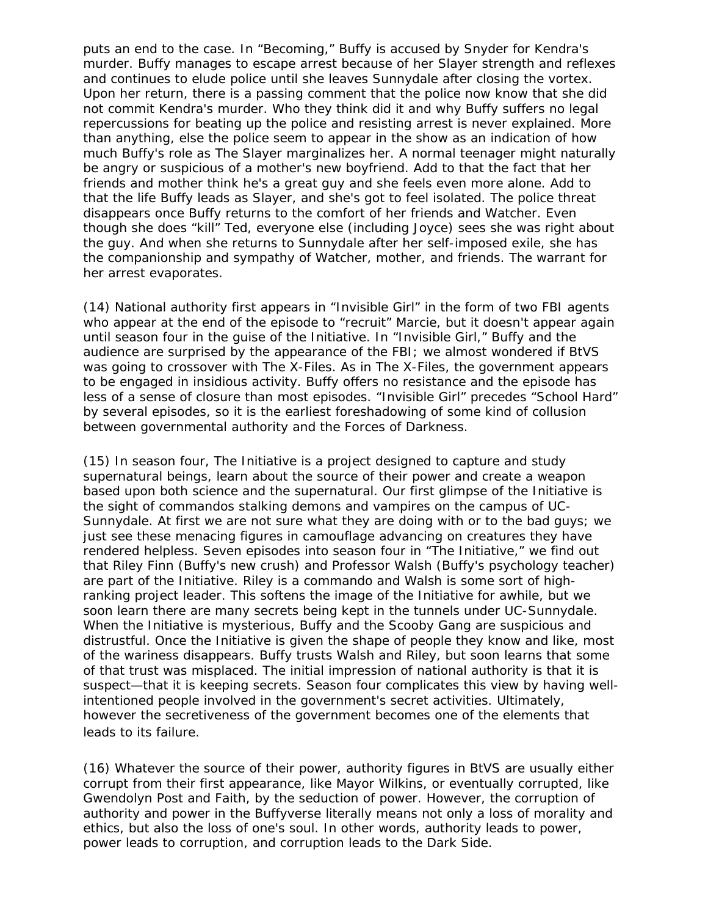puts an end to the case. In "Becoming," Buffy is accused by Snyder for Kendra's murder. Buffy manages to escape arrest because of her Slayer strength and reflexes and continues to elude police until she leaves Sunnydale after closing the vortex. Upon her return, there is a passing comment that the police now know that she did not commit Kendra's murder. Who they think did it and why Buffy suffers no legal repercussions for beating up the police and resisting arrest is never explained. More than anything, else the police seem to appear in the show as an indication of how much Buffy's role as The Slayer marginalizes her. A normal teenager might naturally be angry or suspicious of a mother's new boyfriend. Add to that the fact that her friends and mother think he's a great guy and she feels even more alone. Add to that the life Buffy leads as Slayer, and she's got to feel isolated. The police threat disappears once Buffy returns to the comfort of her friends and Watcher. Even though she does "kill" Ted, everyone else (including Joyce) sees she was right about the guy. And when she returns to Sunnydale after her self-imposed exile, she has the companionship and sympathy of Watcher, mother, and friends. The warrant for her arrest evaporates.

(14) National authority first appears in "Invisible Girl" in the form of two FBI agents who appear at the end of the episode to "recruit" Marcie, but it doesn't appear again until season four in the guise of the Initiative. In "Invisible Girl," Buffy and the audience are surprised by the appearance of the FBI; we almost wondered if BtVS was going to crossover with The X-Files. As in The X-Files, the government appears to be engaged in insidious activity. Buffy offers no resistance and the episode has less of a sense of closure than most episodes. "Invisible Girl" precedes "School Hard" by several episodes, so it is the earliest foreshadowing of some kind of collusion between governmental authority and the Forces of Darkness.

(15) In season four, The Initiative is a project designed to capture and study supernatural beings, learn about the source of their power and create a weapon based upon both science and the supernatural. Our first glimpse of the Initiative is the sight of commandos stalking demons and vampires on the campus of UC-Sunnydale. At first we are not sure what they are doing with or to the bad guys; we just see these menacing figures in camouflage advancing on creatures they have rendered helpless. Seven episodes into season four in "The Initiative," we find out that Riley Finn (Buffy's new crush) and Professor Walsh (Buffy's psychology teacher) are part of the Initiative. Riley is a commando and Walsh is some sort of high-ranking project leader. This softens the image of the Initiative for awhile, but we soon learn there are many secrets being kept in the tunnels under UC-Sunnydale. When the Initiative is mysterious, Buffy and the Scooby Gang are suspicious and distrustful. Once the Initiative is given the shape of people they know and like, most of the wariness disappears. Buffy trusts Walsh and Riley, but soon learns that some of that trust was misplaced. The initial impression of national authority is that it is suspect—that it is keeping secrets. Season four complicates this view by having well-intentioned people involved in the government's secret activities. Ultimately, however the secretiveness of the government becomes one of the elements that leads to its failure.

(16) Whatever the source of their power, authority figures in BtVS are usually either corrupt from their first appearance, like Mayor Wilkins, or eventually corrupted, like Gwendolyn Post and Faith, by the seduction of power. However, the corruption of authority and power in the Buffyverse literally means not only a loss of morality and ethics, but also the loss of one's soul. In other words, authority leads to power, power leads to corruption, and corruption leads to the Dark Side.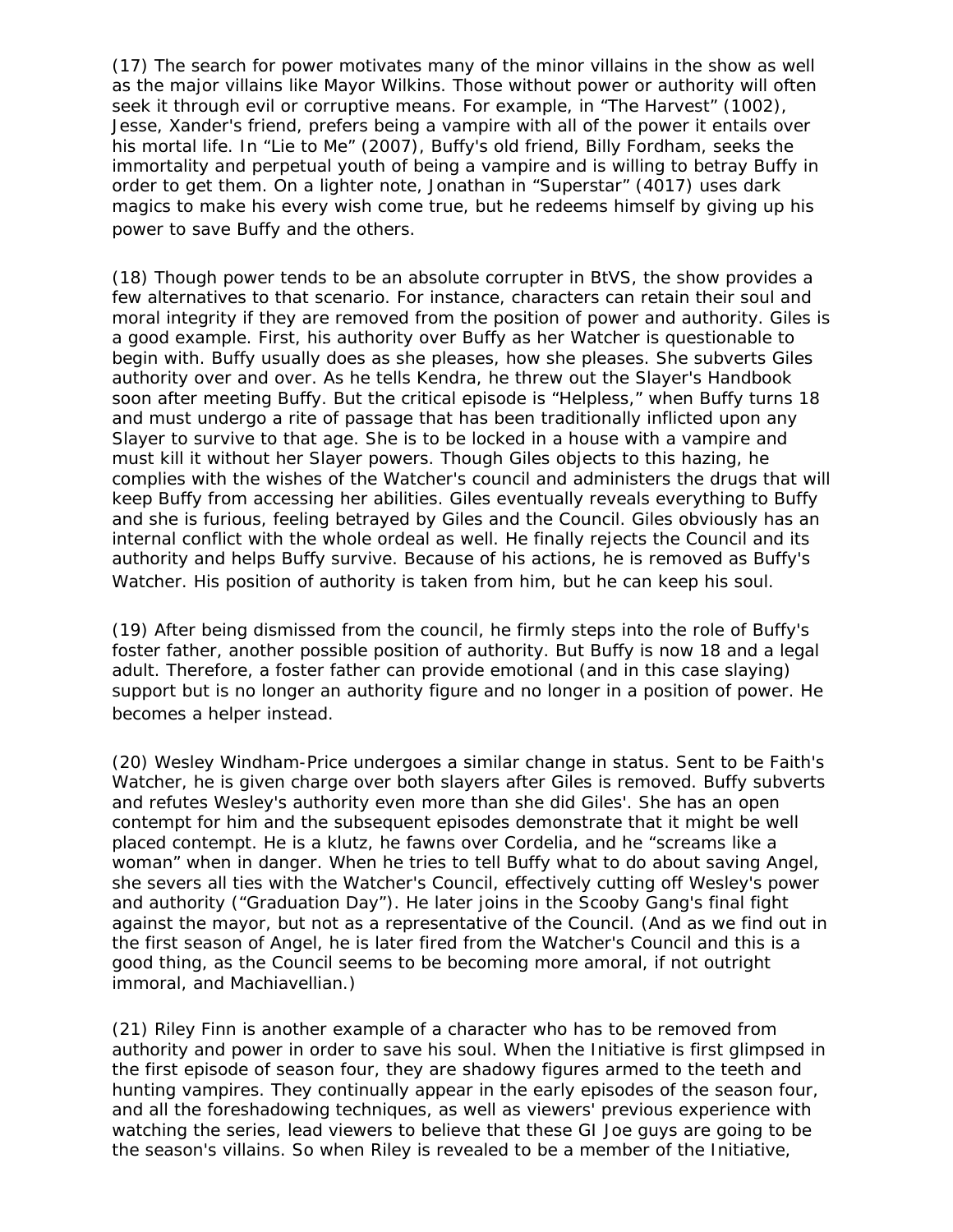(17) The search for power motivates many of the minor villains in the show as well as the major villains like Mayor Wilkins. Those without power or authority will often seek it through evil or corruptive means. For example, in "The Harvest" (1002), Jesse, Xander's friend, prefers being a vampire with all of the power it entails over his mortal life. In "Lie to Me" (2007), Buffy's old friend, Billy Fordham, seeks the immortality and perpetual youth of being a vampire and is willing to betray Buffy in order to get them. On a lighter note, Jonathan in "Superstar" (4017) uses dark magics to make his every wish come true, but he redeems himself by giving up his power to save Buffy and the others.

(18) Though power tends to be an absolute corrupter in BtVS, the show provides a few alternatives to that scenario. For instance, characters can retain their soul and moral integrity if they are removed from the position of power and authority. Giles is a good example. First, his authority over Buffy as her Watcher is questionable to begin with. Buffy usually does as she pleases, how she pleases. She subverts Giles authority over and over. As he tells Kendra, he threw out the Slayer's Handbook soon after meeting Buffy. But the critical episode is "Helpless," when Buffy turns 18 and must undergo a rite of passage that has been traditionally inflicted upon any Slayer to survive to that age. She is to be locked in a house with a vampire and must kill it without her Slayer powers. Though Giles objects to this hazing, he complies with the wishes of the Watcher's council and administers the drugs that will keep Buffy from accessing her abilities. Giles eventually reveals everything to Buffy and she is furious, feeling betrayed by Giles and the Council. Giles obviously has an internal conflict with the whole ordeal as well. He finally rejects the Council and its authority and helps Buffy survive. Because of his actions, he is removed as Buffy's Watcher. His position of authority is taken from him, but he can keep his soul.

(19) After being dismissed from the council, he firmly steps into the role of Buffy's foster father, another possible position of authority. But Buffy is now 18 and a legal adult. Therefore, a foster father can provide emotional (and in this case slaying) support but is no longer an authority figure and no longer in a position of power. He becomes a helper instead.

(20) Wesley Windham-Price undergoes a similar change in status. Sent to be Faith's Watcher, he is given charge over both slayers after Giles is removed. Buffy subverts and refutes Wesley's authority even more than she did Giles'. She has an open contempt for him and the subsequent episodes demonstrate that it might be well placed contempt. He is a klutz, he fawns over Cordelia, and he "screams like a woman" when in danger. When he tries to tell Buffy what to do about saving Angel, she severs all ties with the Watcher's Council, effectively cutting off Wesley's power and authority ("Graduation Day"). He later joins in the Scooby Gang's final fight against the mayor, but not as a representative of the Council. (And as we find out in the first season of Angel, he is later fired from the Watcher's Council and this is a good thing, as the Council seems to be becoming more amoral, if not outright immoral, and Machiavellian.)

(21) Riley Finn is another example of a character who has to be removed from authority and power in order to save his soul. When the Initiative is first glimpsed in the first episode of season four, they are shadowy figures armed to the teeth and hunting vampires. They continually appear in the early episodes of the season four, and all the foreshadowing techniques, as well as viewers' previous experience with watching the series, lead viewers to believe that these GI Joe guys are going to be the season's villains. So when Riley is revealed to be a member of the Initiative,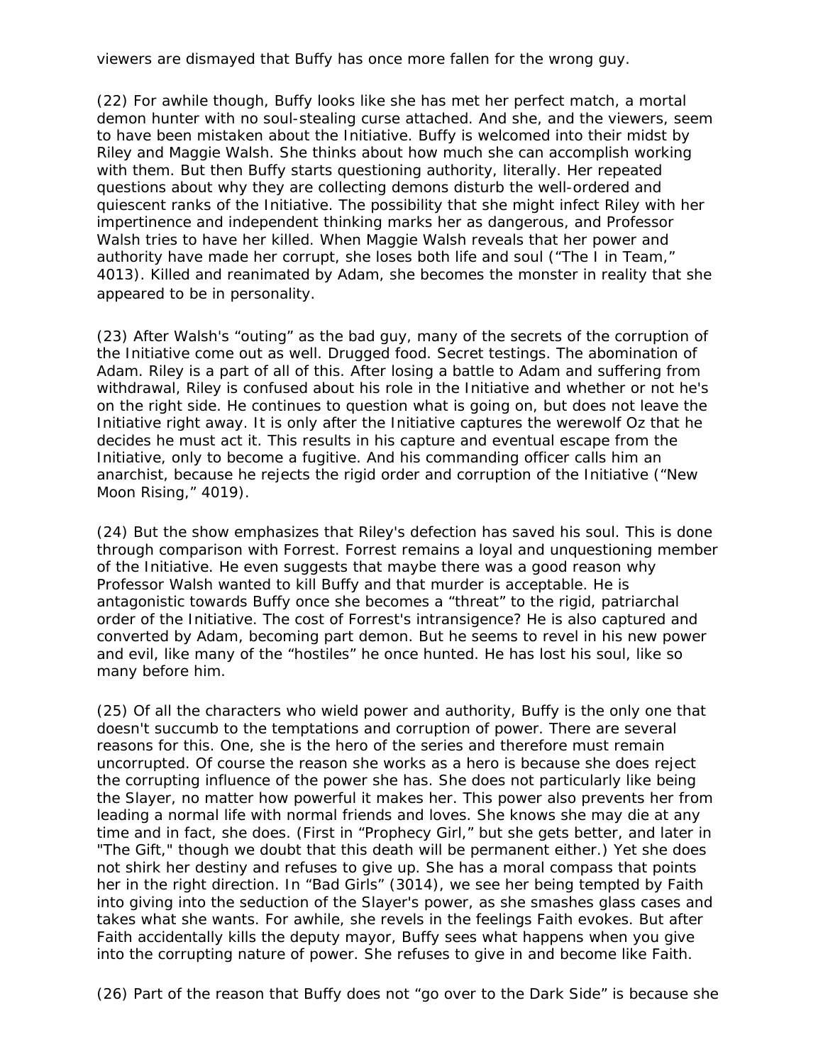viewers are dismayed that Buffy has once more fallen for the wrong guy.

(22) For awhile though, Buffy looks like she has met her perfect match, a mortal demon hunter with no soul-stealing curse attached. And she, and the viewers, seem to have been mistaken about the Initiative. Buffy is welcomed into their midst by Riley and Maggie Walsh. She thinks about how much she can accomplish working with them. But then Buffy starts questioning authority, literally. Her repeated questions about why they are collecting demons disturb the well-ordered and quiescent ranks of the Initiative. The possibility that she might infect Riley with her impertinence and independent thinking marks her as dangerous, and Professor Walsh tries to have her killed. When Maggie Walsh reveals that her power and authority have made her corrupt, she loses both life and soul ("The I in Team," 4013). Killed and reanimated by Adam, she becomes the monster in reality that she appeared to be in personality.

(23) After Walsh's "outing" as the bad guy, many of the secrets of the corruption of the Initiative come out as well. Drugged food. Secret testings. The abomination of Adam. Riley is a part of all of this. After losing a battle to Adam and suffering from withdrawal, Riley is confused about his role in the Initiative and whether or not he's on the right side. He continues to question what is going on, but does not leave the Initiative right away. It is only after the Initiative captures the werewolf Oz that he decides he must act it. This results in his capture and eventual escape from the Initiative, only to become a fugitive. And his commanding officer calls him an anarchist, because he rejects the rigid order and corruption of the Initiative ("New Moon Rising," 4019).

(24) But the show emphasizes that Riley's defection has saved his soul. This is done through comparison with Forrest. Forrest remains a loyal and unquestioning member of the Initiative. He even suggests that maybe there was a good reason why Professor Walsh wanted to kill Buffy and that murder is acceptable. He is antagonistic towards Buffy once she becomes a "threat" to the rigid, patriarchal order of the Initiative. The cost of Forrest's intransigence? He is also captured and converted by Adam, becoming part demon. But he seems to revel in his new power and evil, like many of the "hostiles" he once hunted. He has lost his soul, like so many before him.

(25) Of all the characters who wield power and authority, Buffy is the only one that doesn't succumb to the temptations and corruption of power. There are several reasons for this. One, she is the hero of the series and therefore must remain uncorrupted. Of course the reason she works as a hero is because she does reject the corrupting influence of the power she has. She does not particularly like being the Slayer, no matter how powerful it makes her. This power also prevents her from leading a normal life with normal friends and loves. She knows she may die at any time and in fact, she does. (First in "Prophecy Girl," but she gets better, and later in "The Gift," though we doubt that this death will be permanent either.) Yet she does not shirk her destiny and refuses to give up. She has a moral compass that points her in the right direction. In "Bad Girls" (3014), we see her being tempted by Faith into giving into the seduction of the Slayer's power, as she smashes glass cases and takes what she wants. For awhile, she revels in the feelings Faith evokes. But after Faith accidentally kills the deputy mayor, Buffy sees what happens when you give into the corrupting nature of power. She refuses to give in and become like Faith.

(26) Part of the reason that Buffy does not "go over to the Dark Side" is because she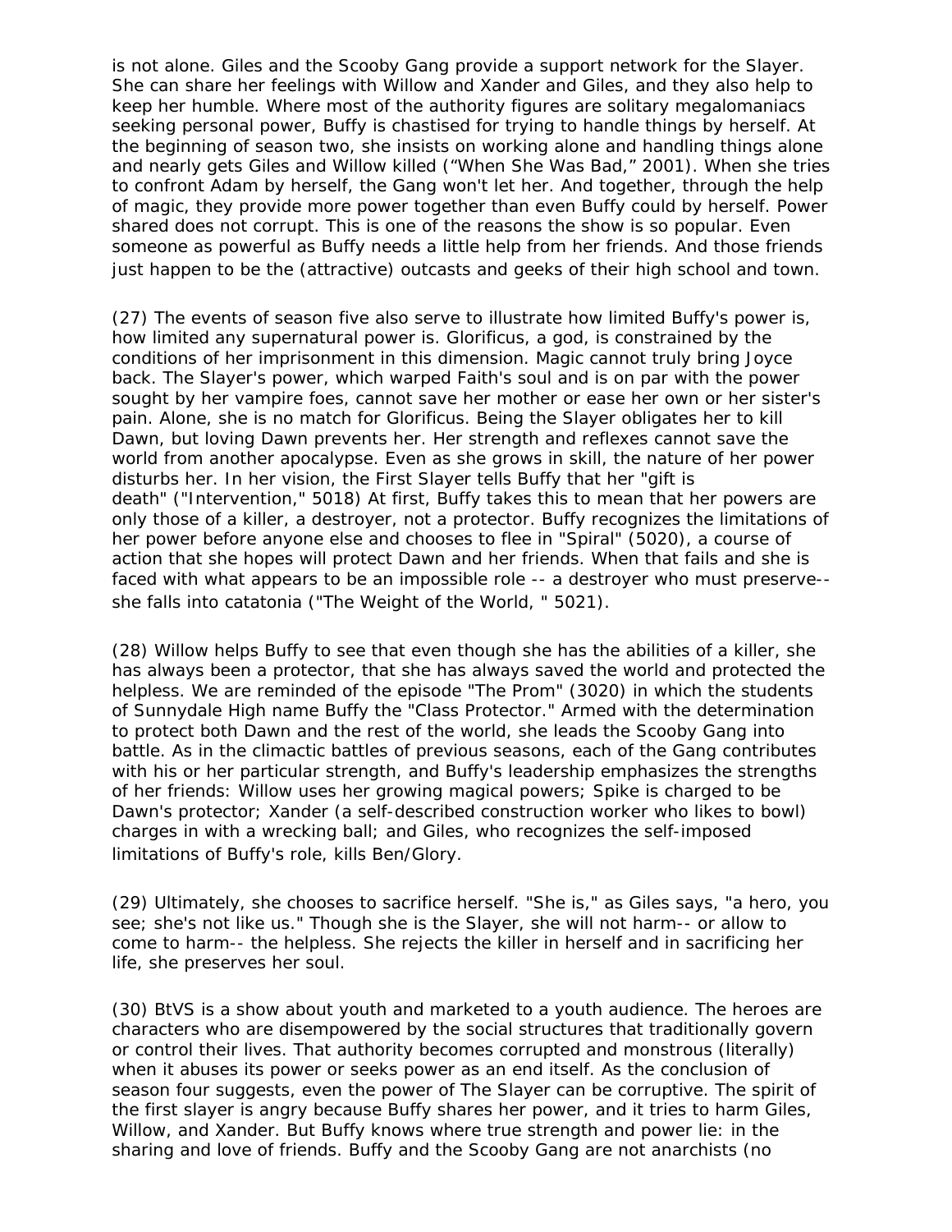is not alone. Giles and the Scooby Gang provide a support network for the Slayer. She can share her feelings with Willow and Xander and Giles, and they also help to keep her humble. Where most of the authority figures are solitary megalomaniacs seeking personal power, Buffy is chastised for trying to handle things by herself. At the beginning of season two, she insists on working alone and handling things alone and nearly gets Giles and Willow killed ("When She Was Bad," 2001). When she tries to confront Adam by herself, the Gang won't let her. And together, through the help of magic, they provide more power together than even Buffy could by herself. Power shared does not corrupt. This is one of the reasons the show is so popular. Even someone as powerful as Buffy needs a little help from her friends. And those friends just happen to be the (attractive) outcasts and geeks of their high school and town.

(27) The events of season five also serve to illustrate how limited Buffy's power is, how limited any supernatural power is. Glorificus, a god, is constrained by the conditions of her imprisonment in this dimension. Magic cannot truly bring Joyce back. The Slayer's power, which warped Faith's soul and is on par with the power sought by her vampire foes, cannot save her mother or ease her own or her sister's pain. Alone, she is no match for Glorificus. Being the Slayer obligates her to kill Dawn, but loving Dawn prevents her. Her strength and reflexes cannot save the world from another apocalypse. Even as she grows in skill, the nature of her power disturbs her. In her vision, the First Slayer tells Buffy that her "gift is death" ("Intervention," 5018) At first, Buffy takes this to mean that her powers are only those of a killer, a destroyer, not a protector. Buffy recognizes the limitations of her power before anyone else and chooses to flee in "Spiral" (5020), a course of action that she hopes will protect Dawn and her friends. When that fails and she is faced with what appears to be an impossible role -- a destroyer who must preserve-- she falls into catatonia ("The Weight of the World, " 5021).

(28) Willow helps Buffy to see that even though she has the abilities of a killer, she has always been a protector, that she has always saved the world and protected the helpless. We are reminded of the episode "The Prom" (3020) in which the students of Sunnydale High name Buffy the "Class Protector." Armed with the determination to protect both Dawn and the rest of the world, she leads the Scooby Gang into battle. As in the climactic battles of previous seasons, each of the Gang contributes with his or her particular strength, and Buffy's leadership emphasizes the strengths of her friends: Willow uses her growing magical powers; Spike is charged to be Dawn's protector; Xander (a self-described construction worker who likes to bowl) charges in with a wrecking ball; and Giles, who recognizes the self-imposed limitations of Buffy's role, kills Ben/Glory.

(29) Ultimately, she chooses to sacrifice herself. "She is," as Giles says, "a hero, you see; she's not like us." Though she is the Slayer, she will not harm-- or allow to come to harm-- the helpless. She rejects the killer in herself and in sacrificing her life, she preserves her soul.

(30) BtVS is a show about youth and marketed to a youth audience. The heroes are characters who are disempowered by the social structures that traditionally govern or control their lives. That authority becomes corrupted and monstrous (literally) when it abuses its power or seeks power as an end itself. As the conclusion of season four suggests, even the power of The Slayer can be corruptive. The spirit of the first slayer is angry because Buffy shares her power, and it tries to harm Giles, Willow, and Xander. But Buffy knows where true strength and power lie: in the sharing and love of friends. Buffy and the Scooby Gang are not anarchists (no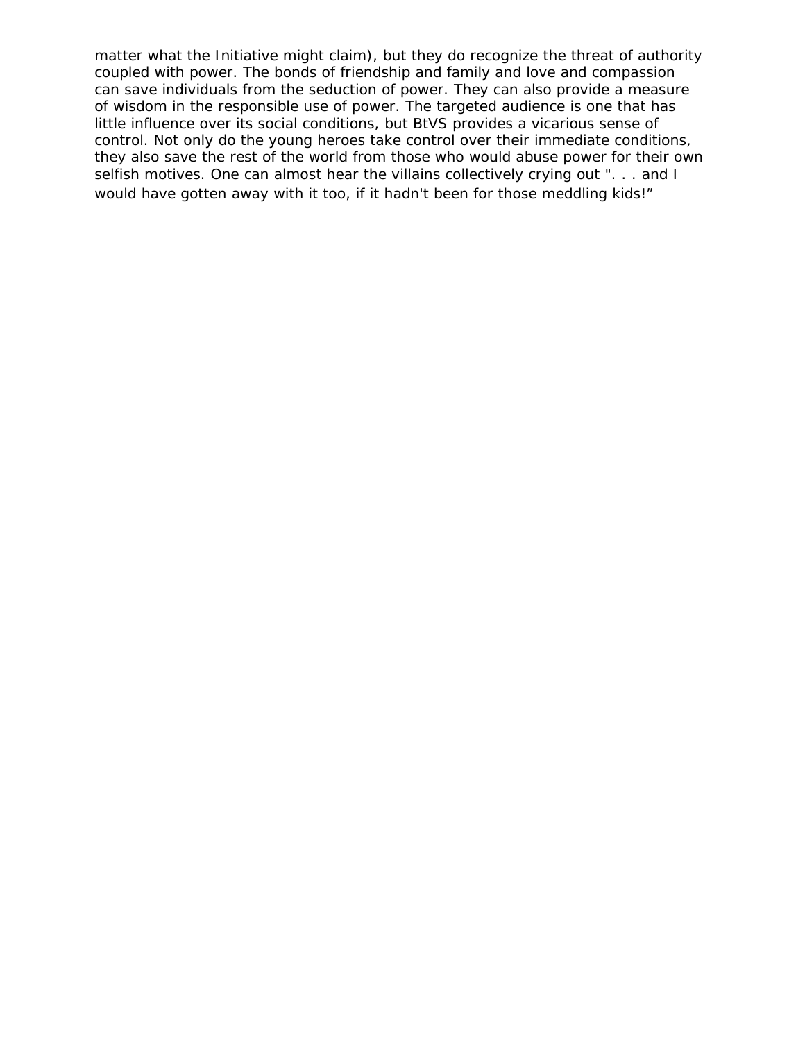matter what the Initiative might claim), but they do recognize the threat of authority coupled with power. The bonds of friendship and family and love and compassion can save individuals from the seduction of power. They can also provide a measure of wisdom in the responsible use of power. The targeted audience is one that has little influence over its social conditions, but BtVS provides a vicarious sense of control. Not only do the young heroes take control over their immediate conditions, they also save the rest of the world from those who would abuse power for their own selfish motives. One can almost hear the villains collectively crying out ". . . and I would have gotten away with it too, if it hadn't been for those meddling kids!"